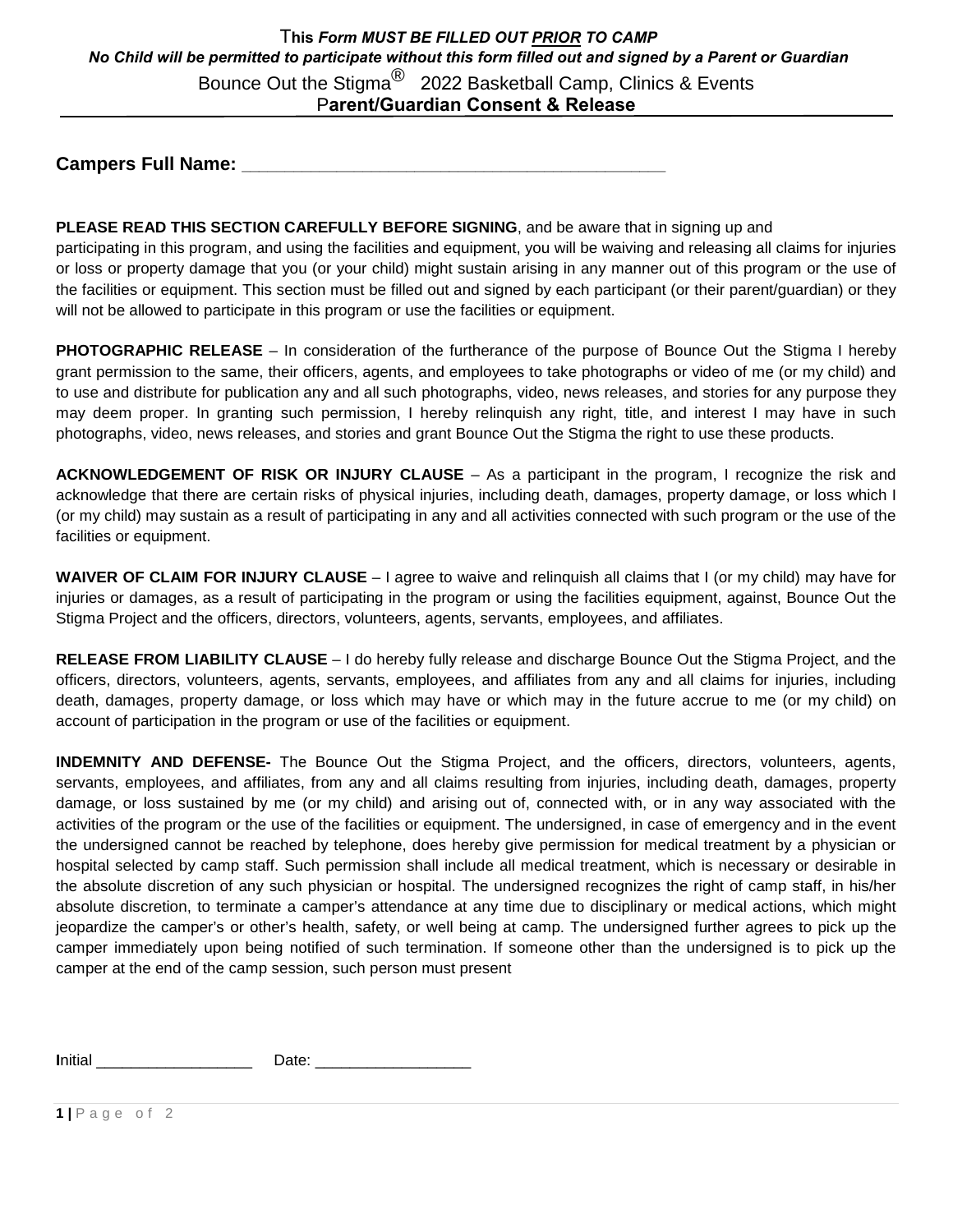**This *Form MUST BE FILLED OUT PRIOR TO CAMP***

***No Child will be permitted to participate without this form filled out and signed by a Parent or Guardian***

Bounce Out the Stigma® 2022 Basketball Camp, Clinics & Events

**Parent/Guardian Consent & Release**

**Campers Full Name: \_\_\_\_\_\_\_\_\_\_\_\_\_\_\_\_\_\_\_\_\_\_\_\_\_\_\_\_\_\_\_\_\_\_\_\_\_\_\_\_\_**

**PLEASE READ THIS SECTION CAREFULLY BEFORE SIGNING**, and be aware that in signing up and participating in this program, and using the facilities and equipment, you will be waiving and releasing all claims for injuries or loss or property damage that you (or your child) might sustain arising in any manner out of this program or the use of the facilities or equipment. This section must be filled out and signed by each participant (or their parent/guardian) or they will not be allowed to participate in this program or use the facilities or equipment.

**PHOTOGRAPHIC RELEASE** – In consideration of the furtherance of the purpose of Bounce Out the Stigma I hereby grant permission to the same, their officers, agents, and employees to take photographs or video of me (or my child) and to use and distribute for publication any and all such photographs, video, news releases, and stories for any purpose they may deem proper. In granting such permission, I hereby relinquish any right, title, and interest I may have in such photographs, video, news releases, and stories and grant Bounce Out the Stigma the right to use these products.

**ACKNOWLEDGEMENT OF RISK OR INJURY CLAUSE** – As a participant in the program, I recognize the risk and acknowledge that there are certain risks of physical injuries, including death, damages, property damage, or loss which I (or my child) may sustain as a result of participating in any and all activities connected with such program or the use of the facilities or equipment.

**WAIVER OF CLAIM FOR INJURY CLAUSE** – I agree to waive and relinquish all claims that I (or my child) may have for injuries or damages, as a result of participating in the program or using the facilities equipment, against, Bounce Out the Stigma Project and the officers, directors, volunteers, agents, servants, employees, and affiliates.

**RELEASE FROM LIABILITY CLAUSE** – I do hereby fully release and discharge Bounce Out the Stigma Project, and the officers, directors, volunteers, agents, servants, employees, and affiliates from any and all claims for injuries, including death, damages, property damage, or loss which may have or which may in the future accrue to me (or my child) on account of participation in the program or use of the facilities or equipment.

**INDEMNITY AND DEFENSE-** The Bounce Out the Stigma Project, and the officers, directors, volunteers, agents, servants, employees, and affiliates, from any and all claims resulting from injuries, including death, damages, property damage, or loss sustained by me (or my child) and arising out of, connected with, or in any way associated with the activities of the program or the use of the facilities or equipment. The undersigned, in case of emergency and in the event the undersigned cannot be reached by telephone, does hereby give permission for medical treatment by a physician or hospital selected by camp staff. Such permission shall include all medical treatment, which is necessary or desirable in the absolute discretion of any such physician or hospital. The undersigned recognizes the right of camp staff, in his/her absolute discretion, to terminate a camper's attendance at any time due to disciplinary or medical actions, which might jeopardize the camper's or other's health, safety, or well being at camp. The undersigned further agrees to pick up the camper immediately upon being notified of such termination. If someone other than the undersigned is to pick up the camper at the end of the camp session, such person must present

Initial \_\_\_\_\_\_\_\_\_\_\_\_\_\_\_\_\_\_ Date: \_\_\_\_\_\_\_\_\_\_\_\_\_\_\_\_\_\_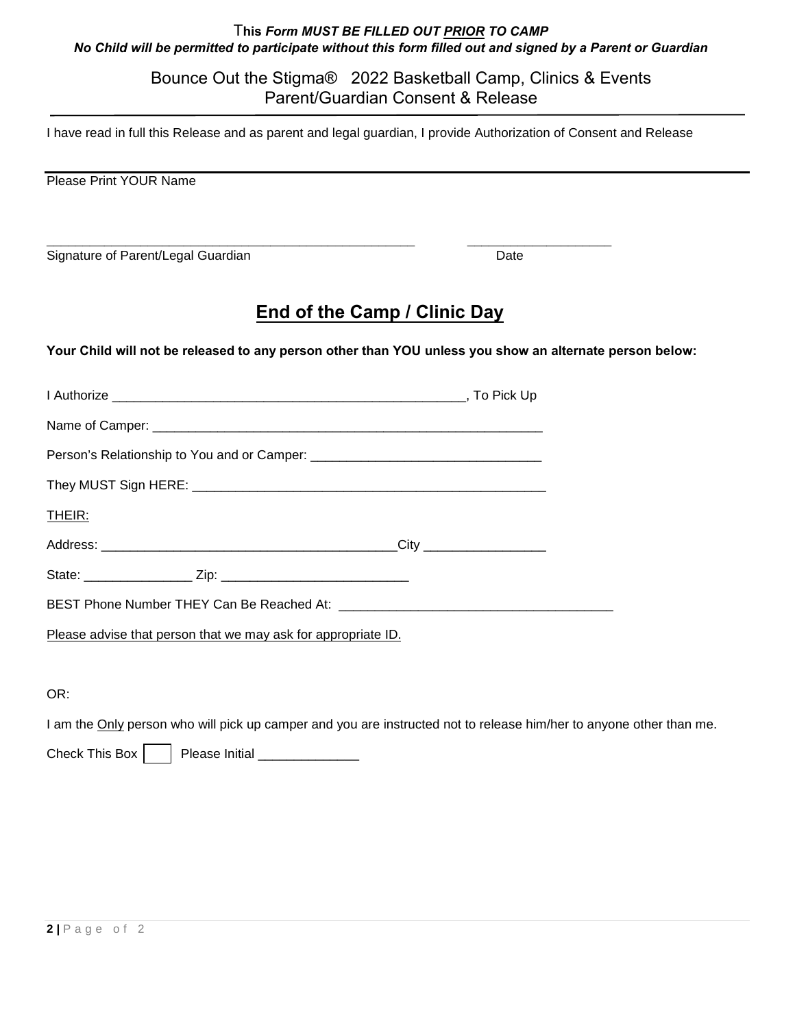This ***Form MUST BE FILLED OUT PRIOR TO CAMP***

***No Child will be permitted to participate without this form filled out and signed by a Parent or Guardian***

# Bounce Out the Stigma® 2022 Basketball Camp, Clinics & Events
# Parent/Guardian Consent & Release

I have read in full this Release and as parent and legal guardian, I provide Authorization of Consent and Release

Please Print YOUR Name

____________________________________________ ____________________

Signature of Parent/Legal Guardian Date

## End of the Camp / Clinic Day

**Your Child will not be released to any person other than YOU unless you show an alternate person below:**

I Authorize ________________________________________________, To Pick Up

Name of Camper: ____________________________________________________

Person's Relationship to You and or Camper: ______________________________

They MUST Sign HERE: _______________________________________________

THEIR:

Address: _______________________________________City ________________

State: ______________ Zip: _________________________

BEST Phone Number THEY Can Be Reached At: ____________________________________

Please advise that person that we may ask for appropriate ID.

OR:

I am the Only person who will pick up camper and you are instructed not to release him/her to anyone other than me.

Check This Box ☐ Please Initial _____________